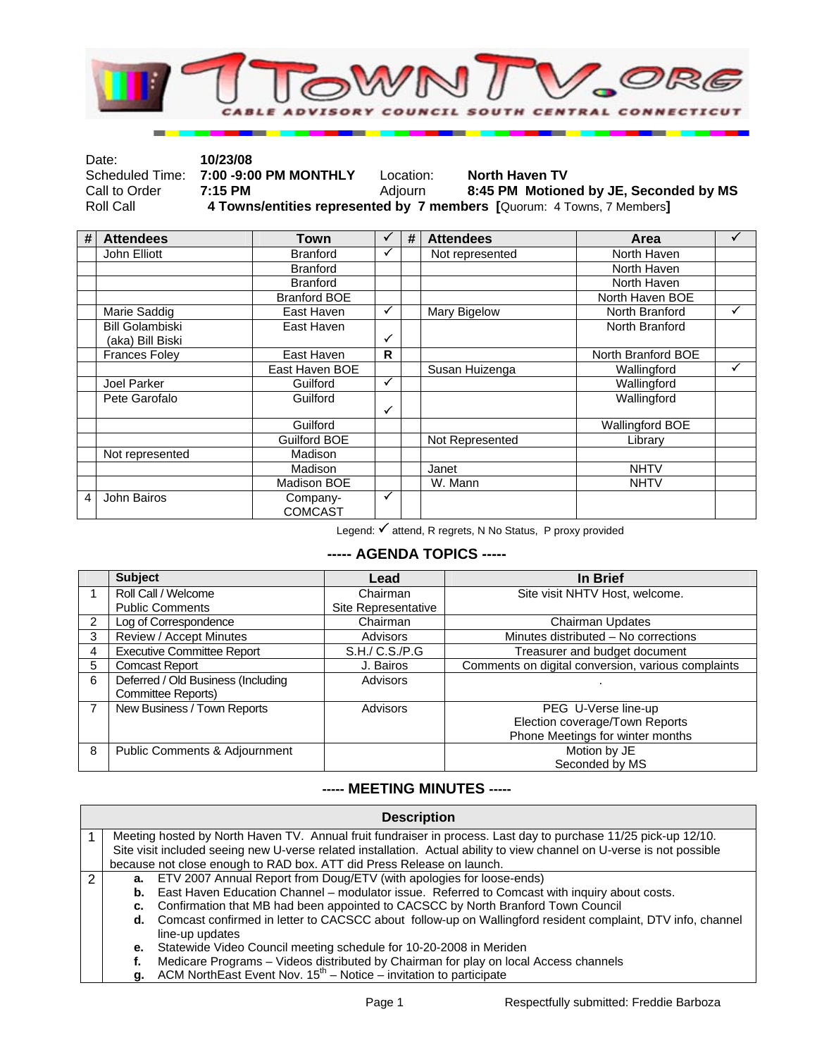# 7TOWNTV.ORG

CABLE ADVISORY COUNCIL SOUTH CENTRAL CONNECTICUT

| | | | |
|---|---|---|---|
| Date: | **10/23/08** | | |
| Scheduled Time: | **7:00 -9:00 PM MONTHLY** | Location: | **North Haven TV** |
| Call to Order | **7:15 PM** | Adjourn | **8:45 PM Motioned by JE, Seconded by MS** |
| Roll Call | **4 Towns/entities represented by 7 members [**Quorum: 4 Towns, 7 Members**]** | | |

| # | Attendees | Town | ✓ | # | Attendees | Area | ✓ |
|---|---|---|---|---|---|---|---|
| | John Elliott | Branford | ✓ | | Not represented | North Haven | |
| | | Branford | | | | North Haven | |
| | | Branford | | | | North Haven | |
| | | Branford BOE | | | | North Haven BOE | |
| | Marie Saddig | East Haven | ✓ | | Mary Bigelow | North Branford | ✓ |
| | Bill Golambiski (aka) Bill Biski | East Haven | ✓ | | | North Branford | |
| | Frances Foley | East Haven | R | | | North Branford BOE | |
| | | East Haven BOE | | | Susan Huizenga | Wallingford | ✓ |
| | Joel Parker | Guilford | ✓ | | | Wallingford | |
| | Pete Garofalo | Guilford | ✓ | | | Wallingford | |
| | | Guilford | | | | Wallingford BOE | |
| | | Guilford BOE | | | Not Represented | Library | |
| | Not represented | Madison | | | | | |
| | | Madison | | | Janet | NHTV | |
| | | Madison BOE | | | W. Mann | NHTV | |
| 4 | John Bairos | Company-COMCAST | ✓ | | | | |

Legend: ✓ attend, R regrets, N No Status, P proxy provided

## ----- AGENDA TOPICS -----

| | Subject | Lead | In Brief |
|---|---|---|---|
| 1 | Roll Call / Welcome<br>Public Comments | Chairman<br>Site Representative | Site visit NHTV Host, welcome. |
| 2 | Log of Correspondence | Chairman | Chairman Updates |
| 3 | Review / Accept Minutes | Advisors | Minutes distributed – No corrections |
| 4 | Executive Committee Report | S.H./ C.S./P.G | Treasurer and budget document |
| 5 | Comcast Report | J. Bairos | Comments on digital conversion, various complaints |
| 6 | Deferred / Old Business (Including Committee Reports) | Advisors | . |
| 7 | New Business / Town Reports | Advisors | PEG U-Verse line-up<br>Election coverage/Town Reports<br>Phone Meetings for winter months |
| 8 | Public Comments & Adjournment | | Motion by JE<br>Seconded by MS |

## ----- MEETING MINUTES -----

| | Description |
|---|---|
| 1 | Meeting hosted by North Haven TV. Annual fruit fundraiser in process. Last day to purchase 11/25 pick-up 12/10. Site visit included seeing new U-verse related installation. Actual ability to view channel on U-verse is not possible because not close enough to RAD box. ATT did Press Release on launch. |
| 2 | **a.** ETV 2007 Annual Report from Doug/ETV (with apologies for loose-ends)<br>**b.** East Haven Education Channel – modulator issue. Referred to Comcast with inquiry about costs.<br>**c.** Confirmation that MB had been appointed to CACSCC by North Branford Town Council<br>**d.** Comcast confirmed in letter to CACSCC about follow-up on Wallingford resident complaint, DTV info, channel line-up updates<br>**e.** Statewide Video Council meeting schedule for 10-20-2008 in Meriden<br>**f.** Medicare Programs – Videos distributed by Chairman for play on local Access channels<br>**g.** ACM NorthEast Event Nov. 15th – Notice – invitation to participate |

Respectfully submitted: Freddie Barboza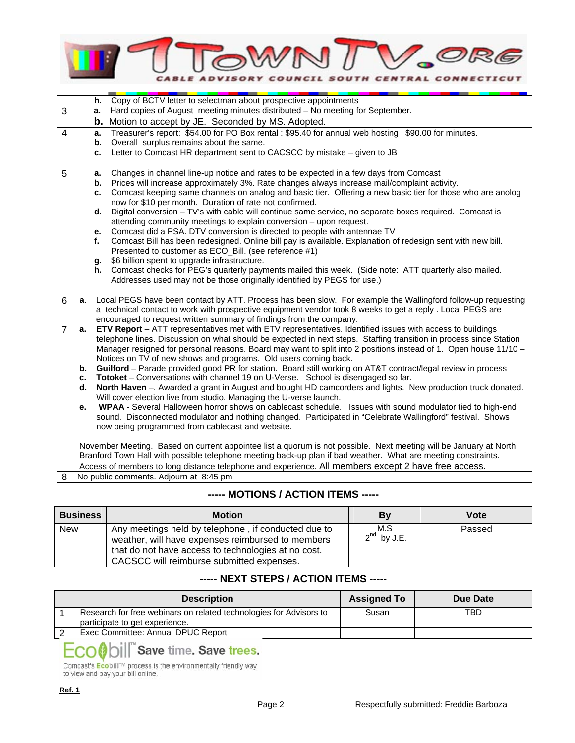# 1TownTV.org

CABLE ADVISORY COUNCIL SOUTH CENTRAL CONNECTICUT

| | |
|---|---|
| | **h.** Copy of BCTV letter to selectman about prospective appointments |
| 3 | **a.** Hard copies of August meeting minutes distributed – No meeting for September.<br>**b.** Motion to accept by JE. Seconded by MS. Adopted. |
| 4 | **a.** Treasurer's report: $54.00 for PO Box rental : $95.40 for annual web hosting : $90.00 for minutes.<br>**b.** Overall surplus remains about the same.<br>**c.** Letter to Comcast HR department sent to CACSCC by mistake – given to JB |
| 5 | **a.** Changes in channel line-up notice and rates to be expected in a few days from Comcast<br>**b.** Prices will increase approximately 3%. Rate changes always increase mail/complaint activity.<br>**c.** Comcast keeping same channels on analog and basic tier. Offering a new basic tier for those who are anolog now for $10 per month. Duration of rate not confirmed.<br>**d.** Digital conversion – TV's with cable will continue same service, no separate boxes required. Comcast is attending community meetings to explain conversion – upon request.<br>**e.** Comcast did a PSA. DTV conversion is directed to people with antennae TV<br>**f.** Comcast Bill has been redesigned. Online bill pay is available. Explanation of redesign sent with new bill. Presented to customer as ECO_Bill. (see reference #1)<br>**g.** $6 billion spent to upgrade infrastructure.<br>**h.** Comcast checks for PEG's quarterly payments mailed this week. (Side note: ATT quarterly also mailed. Addresses used may not be those originally identified by PEGS for use.) |
| 6 | **a**. Local PEGS have been contact by ATT. Process has been slow. For example the Wallingford follow-up requesting a technical contact to work with prospective equipment vendor took 8 weeks to get a reply . Local PEGS are encouraged to request written summary of findings from the company. |
| 7 | **a.** **ETV Report** – ATT representatives met with ETV representatives. Identified issues with access to buildings telephone lines. Discussion on what should be expected in next steps. Staffing transition in process since Station Manager resigned for personal reasons. Board may want to split into 2 positions instead of 1. Open house 11/10 – Notices on TV of new shows and programs. Old users coming back.<br>**b.** **Guilford** – Parade provided good PR for station. Board still working on AT&T contract/legal review in process<br>**c.** **Totoket** – Conversations with channel 19 on U-Verse. School is disengaged so far.<br>**d.** **North Haven** –. Awarded a grant in August and bought HD camcorders and lights. New production truck donated. Will cover election live from studio. Managing the U-verse launch.<br>**e.** **WPAA -** Several Halloween horror shows on cablecast schedule. Issues with sound modulator tied to high-end sound. Disconnected modulator and nothing changed. Participated in "Celebrate Wallingford" festival. Shows now being programmed from cablecast and website.<br><br>November Meeting. Based on current appointee list a quorum is not possible. Next meeting will be January at North Branford Town Hall with possible telephone meeting back-up plan if bad weather. What are meeting constraints. Access of members to long distance telephone and experience. All members except 2 have free access. |
| 8 | No public comments. Adjourn at 8:45 pm |

## ----- MOTIONS / ACTION ITEMS -----

| Business | Motion | By | Vote |
|---|---|---|---|
| New | Any meetings held by telephone , if conducted due to weather, will have expenses reimbursed to members that do not have access to technologies at no cost. CACSCC will reimburse submitted expenses. | M.S<br>2nd by J.E. | Passed |

## ----- NEXT STEPS / ACTION ITEMS -----

| | Description | Assigned To | Due Date |
|---|---|---|---|
| 1 | Research for free webinars on related technologies for Advisors to participate to get experience. | Susan | TBD |
| 2 | Exec Committee: Annual DPUC Report | | |

Ecobill™ Save time. Save trees.

Comcast's Ecobill™ process is the environmentally friendly way to view and pay your bill online.

**Ref. 1**

Respectfully submitted: Freddie Barboza